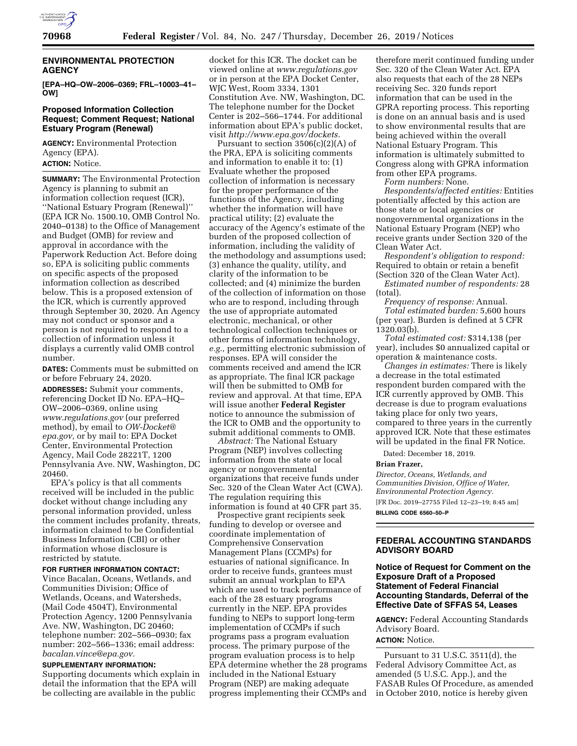## ENVIRONMENTAL PROTECTION AGENCY

**[EPA–HQ–OW–2006–0369; FRL–10003–41–OW]**

### Proposed Information Collection Request; Comment Request; National Estuary Program (Renewal)

**AGENCY:** Environmental Protection Agency (EPA).

**ACTION:** Notice.

**SUMMARY:** The Environmental Protection Agency is planning to submit an information collection request (ICR), ''National Estuary Program (Renewal)'' (EPA ICR No. 1500.10, OMB Control No. 2040–0138) to the Office of Management and Budget (OMB) for review and approval in accordance with the Paperwork Reduction Act. Before doing so, EPA is soliciting public comments on specific aspects of the proposed information collection as described below. This is a proposed extension of the ICR, which is currently approved through September 30, 2020. An Agency may not conduct or sponsor and a person is not required to respond to a collection of information unless it displays a currently valid OMB control number.

**DATES:** Comments must be submitted on or before February 24, 2020.

**ADDRESSES:** Submit your comments, referencing Docket ID No. EPA–HQ–OW–2006–0369, online using *www.regulations.gov* (our preferred method), by email to *OW-Docket@epa.gov,* or by mail to: EPA Docket Center, Environmental Protection Agency, Mail Code 28221T, 1200 Pennsylvania Ave. NW, Washington, DC 20460.

EPA's policy is that all comments received will be included in the public docket without change including any personal information provided, unless the comment includes profanity, threats, information claimed to be Confidential Business Information (CBI) or other information whose disclosure is restricted by statute.

**FOR FURTHER INFORMATION CONTACT:** Vince Bacalan, Oceans, Wetlands, and Communities Division; Office of Wetlands, Oceans, and Watersheds, (Mail Code 4504T), Environmental Protection Agency, 1200 Pennsylvania Ave. NW, Washington, DC 20460; telephone number: 202–566–0930; fax number: 202–566–1336; email address: *bacalan.vince@epa.gov.*

**SUPPLEMENTARY INFORMATION:** Supporting documents which explain in detail the information that the EPA will be collecting are available in the public docket for this ICR. The docket can be viewed online at *www.regulations.gov* or in person at the EPA Docket Center, WJC West, Room 3334, 1301 Constitution Ave. NW, Washington, DC. The telephone number for the Docket Center is 202–566–1744. For additional information about EPA's public docket, visit *http://www.epa.gov/dockets.*

Pursuant to section 3506(c)(2)(A) of the PRA, EPA is soliciting comments and information to enable it to: (1) Evaluate whether the proposed collection of information is necessary for the proper performance of the functions of the Agency, including whether the information will have practical utility; (2) evaluate the accuracy of the Agency's estimate of the burden of the proposed collection of information, including the validity of the methodology and assumptions used; (3) enhance the quality, utility, and clarity of the information to be collected; and (4) minimize the burden of the collection of information on those who are to respond, including through the use of appropriate automated electronic, mechanical, or other technological collection techniques or other forms of information technology, *e.g.,* permitting electronic submission of responses. EPA will consider the comments received and amend the ICR as appropriate. The final ICR package will then be submitted to OMB for review and approval. At that time, EPA will issue another **Federal Register** notice to announce the submission of the ICR to OMB and the opportunity to submit additional comments to OMB.

*Abstract:* The National Estuary Program (NEP) involves collecting information from the state or local agency or nongovernmental organizations that receive funds under Sec. 320 of the Clean Water Act (CWA). The regulation requiring this information is found at 40 CFR part 35.

Prospective grant recipients seek funding to develop or oversee and coordinate implementation of Comprehensive Conservation Management Plans (CCMPs) for estuaries of national significance. In order to receive funds, grantees must submit an annual workplan to EPA which are used to track performance of each of the 28 estuary programs currently in the NEP. EPA provides funding to NEPs to support long-term implementation of CCMPs if such programs pass a program evaluation process. The primary purpose of the program evaluation process is to help EPA determine whether the 28 programs included in the National Estuary Program (NEP) are making adequate progress implementing their CCMPs and therefore merit continued funding under Sec. 320 of the Clean Water Act. EPA also requests that each of the 28 NEPs receiving Sec. 320 funds report information that can be used in the GPRA reporting process. This reporting is done on an annual basis and is used to show environmental results that are being achieved within the overall National Estuary Program. This information is ultimately submitted to Congress along with GPRA information from other EPA programs.

*Form numbers:* None.

*Respondents/affected entities:* Entities potentially affected by this action are those state or local agencies or nongovernmental organizations in the National Estuary Program (NEP) who receive grants under Section 320 of the Clean Water Act.

*Respondent's obligation to respond:* Required to obtain or retain a benefit (Section 320 of the Clean Water Act).

*Estimated number of respondents:* 28 (total).

*Frequency of response:* Annual.

*Total estimated burden:* 5,600 hours (per year). Burden is defined at 5 CFR 1320.03(b).

*Total estimated cost:* $314,138 (per year), includes $0 annualized capital or operation & maintenance costs.

*Changes in estimates:* There is likely a decrease in the total estimated respondent burden compared with the ICR currently approved by OMB. This decrease is due to program evaluations taking place for only two years, compared to three years in the currently approved ICR. Note that these estimates will be updated in the final FR Notice.

Dated: December 18, 2019.

**Brian Frazer,**

*Director, Oceans, Wetlands, and Communities Division, Office of Water, Environmental Protection Agency.*

[FR Doc. 2019–27755 Filed 12–23–19; 8:45 am]

**BILLING CODE 6560–50–P**

## FEDERAL ACCOUNTING STANDARDS ADVISORY BOARD

### Notice of Request for Comment on the Exposure Draft of a Proposed Statement of Federal Financial Accounting Standards, Deferral of the Effective Date of SFFAS 54, Leases

**AGENCY:** Federal Accounting Standards Advisory Board.

**ACTION:** Notice.

Pursuant to 31 U.S.C. 3511(d), the Federal Advisory Committee Act, as amended (5 U.S.C. App.), and the FASAB Rules Of Procedure, as amended in October 2010, notice is hereby given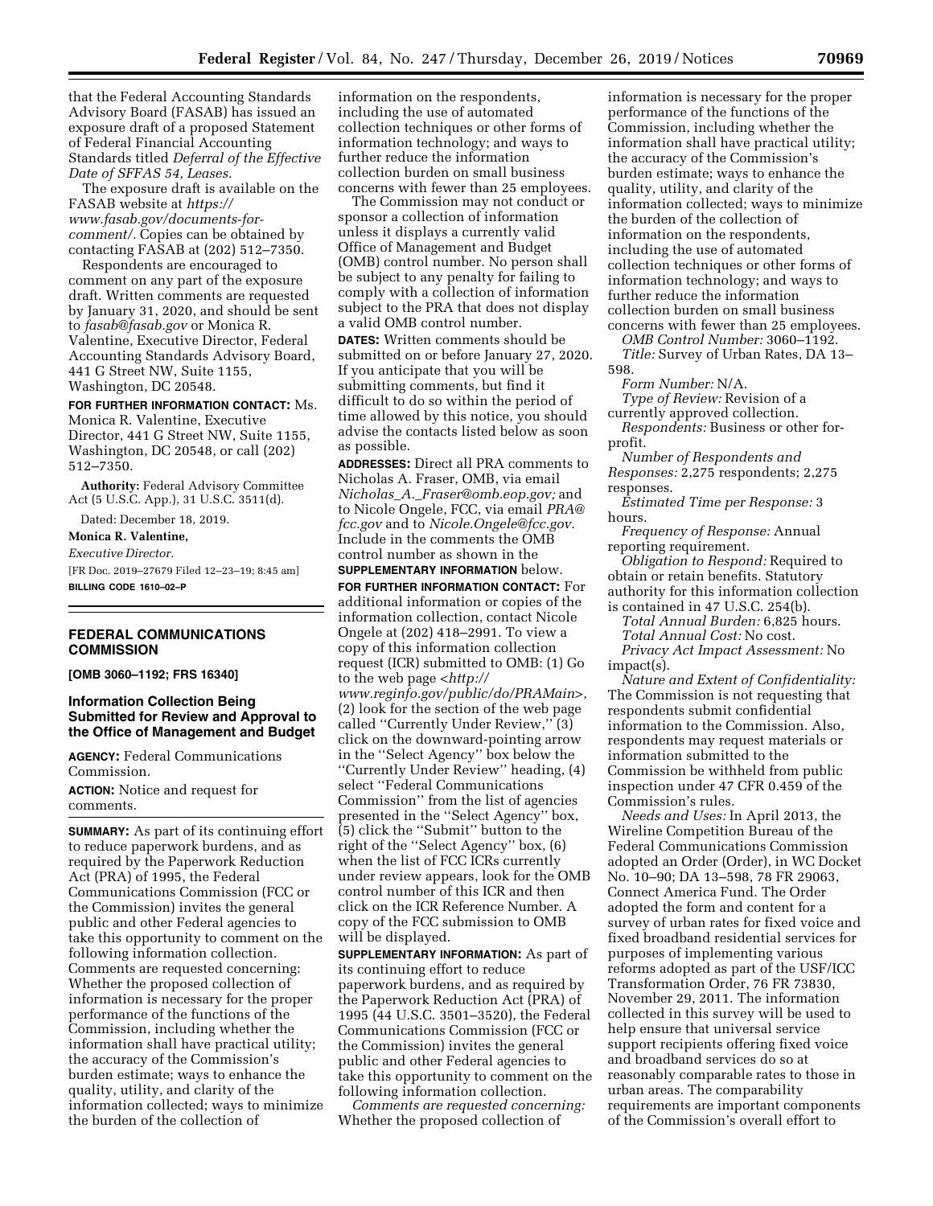that the Federal Accounting Standards Advisory Board (FASAB) has issued an exposure draft of a proposed Statement of Federal Financial Accounting Standards titled *Deferral of the Effective Date of SFFAS 54, Leases.*

The exposure draft is available on the FASAB website at *https://www.fasab.gov/documents-for-comment/*. Copies can be obtained by contacting FASAB at (202) 512–7350.

Respondents are encouraged to comment on any part of the exposure draft. Written comments are requested by January 31, 2020, and should be sent to *fasab@fasab.gov* or Monica R. Valentine, Executive Director, Federal Accounting Standards Advisory Board, 441 G Street NW, Suite 1155, Washington, DC 20548.

**FOR FURTHER INFORMATION CONTACT:** Ms. Monica R. Valentine, Executive Director, 441 G Street NW, Suite 1155, Washington, DC 20548, or call (202) 512–7350.

**Authority:** Federal Advisory Committee Act (5 U.S.C. App.), 31 U.S.C. 3511(d).

Dated: December 18, 2019.

**Monica R. Valentine,**

*Executive Director.*

[FR Doc. 2019–27679 Filed 12–23–19; 8:45 am]

**BILLING CODE 1610–02–P**

## FEDERAL COMMUNICATIONS COMMISSION

**[OMB 3060–1192; FRS 16340]**

### Information Collection Being Submitted for Review and Approval to the Office of Management and Budget

**AGENCY:** Federal Communications Commission.

**ACTION:** Notice and request for comments.

**SUMMARY:** As part of its continuing effort to reduce paperwork burdens, and as required by the Paperwork Reduction Act (PRA) of 1995, the Federal Communications Commission (FCC or the Commission) invites the general public and other Federal agencies to take this opportunity to comment on the following information collection. Comments are requested concerning: Whether the proposed collection of information is necessary for the proper performance of the functions of the Commission, including whether the information shall have practical utility; the accuracy of the Commission's burden estimate; ways to enhance the quality, utility, and clarity of the information collected; ways to minimize the burden of the collection of information on the respondents, including the use of automated collection techniques or other forms of information technology; and ways to further reduce the information collection burden on small business concerns with fewer than 25 employees.

The Commission may not conduct or sponsor a collection of information unless it displays a currently valid Office of Management and Budget (OMB) control number. No person shall be subject to any penalty for failing to comply with a collection of information subject to the PRA that does not display a valid OMB control number.

**DATES:** Written comments should be submitted on or before January 27, 2020. If you anticipate that you will be submitting comments, but find it difficult to do so within the period of time allowed by this notice, you should advise the contacts listed below as soon as possible.

**ADDRESSES:** Direct all PRA comments to Nicholas A. Fraser, OMB, via email *Nicholas_A._Fraser@omb.eop.gov;* and to Nicole Ongele, FCC, via email *PRA@fcc.gov* and to *Nicole.Ongele@fcc.gov.* Include in the comments the OMB control number as shown in the **SUPPLEMENTARY INFORMATION** below.

**FOR FURTHER INFORMATION CONTACT:** For additional information or copies of the information collection, contact Nicole Ongele at (202) 418–2991. To view a copy of this information collection request (ICR) submitted to OMB: (1) Go to the web page <*http://www.reginfo.gov/public/do/PRAMain*>, (2) look for the section of the web page called ''Currently Under Review,'' (3) click on the downward-pointing arrow in the ''Select Agency'' box below the ''Currently Under Review'' heading, (4) select ''Federal Communications Commission'' from the list of agencies presented in the ''Select Agency'' box, (5) click the ''Submit'' button to the right of the ''Select Agency'' box, (6) when the list of FCC ICRs currently under review appears, look for the OMB control number of this ICR and then click on the ICR Reference Number. A copy of the FCC submission to OMB will be displayed.

**SUPPLEMENTARY INFORMATION:** As part of its continuing effort to reduce paperwork burdens, and as required by the Paperwork Reduction Act (PRA) of 1995 (44 U.S.C. 3501–3520), the Federal Communications Commission (FCC or the Commission) invites the general public and other Federal agencies to take this opportunity to comment on the following information collection.

*Comments are requested concerning:* Whether the proposed collection of information is necessary for the proper performance of the functions of the Commission, including whether the information shall have practical utility; the accuracy of the Commission's burden estimate; ways to enhance the quality, utility, and clarity of the information collected; ways to minimize the burden of the collection of information on the respondents, including the use of automated collection techniques or other forms of information technology; and ways to further reduce the information collection burden on small business concerns with fewer than 25 employees.

*OMB Control Number:* 3060–1192.

*Title:* Survey of Urban Rates, DA 13–598.

*Form Number:* N/A.

*Type of Review:* Revision of a currently approved collection.

*Respondents:* Business or other for-profit.

*Number of Respondents and Responses:* 2,275 respondents; 2,275 responses.

*Estimated Time per Response:* 3 hours.

*Frequency of Response:* Annual reporting requirement.

*Obligation to Respond:* Required to obtain or retain benefits. Statutory authority for this information collection is contained in 47 U.S.C. 254(b).

*Total Annual Burden:* 6,825 hours.

*Total Annual Cost:* No cost.

*Privacy Act Impact Assessment:* No impact(s).

*Nature and Extent of Confidentiality:* The Commission is not requesting that respondents submit confidential information to the Commission. Also, respondents may request materials or information submitted to the Commission be withheld from public inspection under 47 CFR 0.459 of the Commission's rules.

*Needs and Uses:* In April 2013, the Wireline Competition Bureau of the Federal Communications Commission adopted an Order (Order), in WC Docket No. 10–90; DA 13–598, 78 FR 29063, Connect America Fund. The Order adopted the form and content for a survey of urban rates for fixed voice and fixed broadband residential services for purposes of implementing various reforms adopted as part of the USF/ICC Transformation Order, 76 FR 73830, November 29, 2011. The information collected in this survey will be used to help ensure that universal service support recipients offering fixed voice and broadband services do so at reasonably comparable rates to those in urban areas. The comparability requirements are important components of the Commission's overall effort to